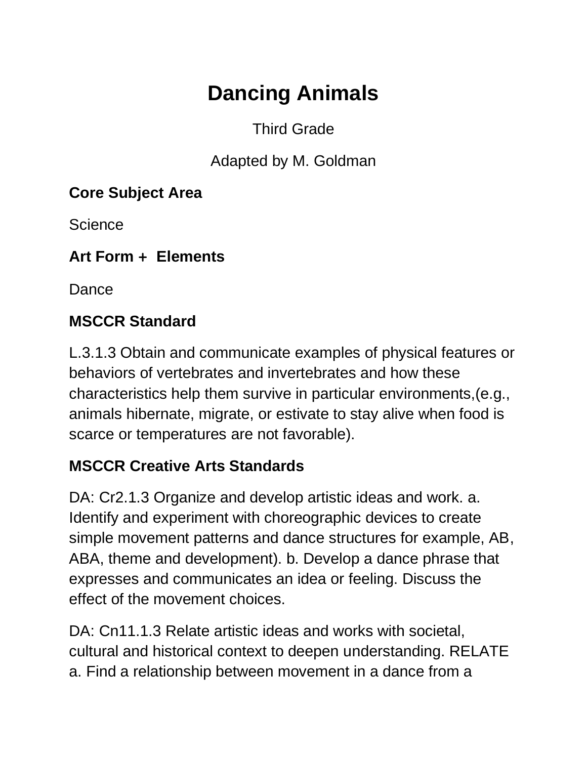# Dancing Animals

Third Grade

Adapted by M. Goldman

**Core Subject Area**

Science

**Art Form + Elements**

Dance

**MSCCR Standard**

L.3.1.3 Obtain and communicate examples of physical features or behaviors of vertebrates and invertebrates and how these characteristics help them survive in particular environments,(e.g., animals hibernate, migrate, or estivate to stay alive when food is scarce or temperatures are not favorable).

**MSCCR Creative Arts Standards**

DA: Cr2.1.3 Organize and develop artistic ideas and work. a. Identify and experiment with choreographic devices to create simple movement patterns and dance structures for example, AB, ABA, theme and development). b. Develop a dance phrase that expresses and communicates an idea or feeling. Discuss the effect of the movement choices.

DA: Cn11.1.3 Relate artistic ideas and works with societal, cultural and historical context to deepen understanding. RELATE a. Find a relationship between movement in a dance from a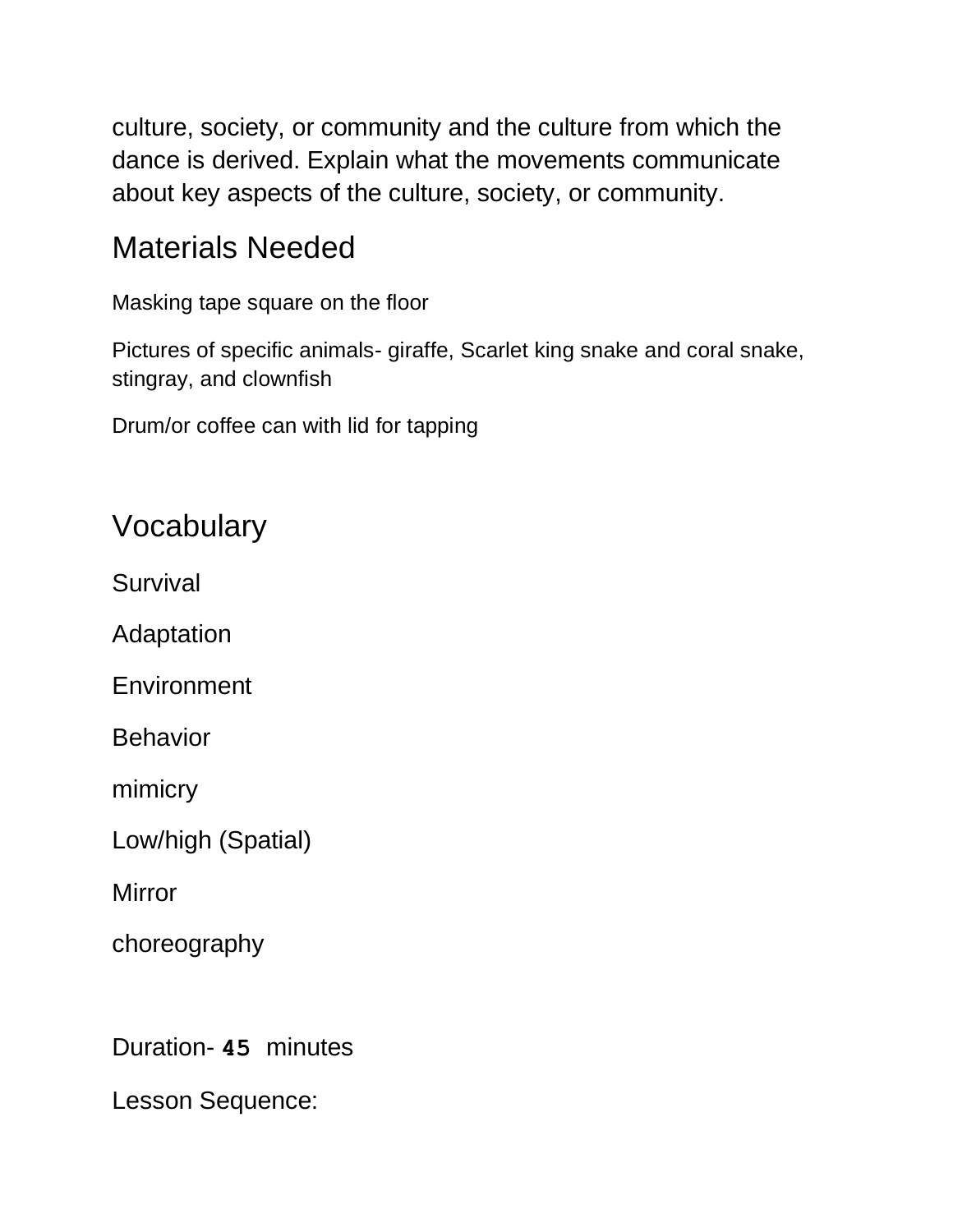culture, society, or community and the culture from which the dance is derived. Explain what the movements communicate about key aspects of the culture, society, or community.

## Materials Needed

Masking tape square on the floor

Pictures of specific animals- giraffe, Scarlet king snake and coral snake, stingray, and clownfish

Drum/or coffee can with lid for tapping

## Vocabulary

Survival

Adaptation

Environment

Behavior

mimicry

Low/high (Spatial)

Mirror

choreography

Duration- **45** minutes

Lesson Sequence: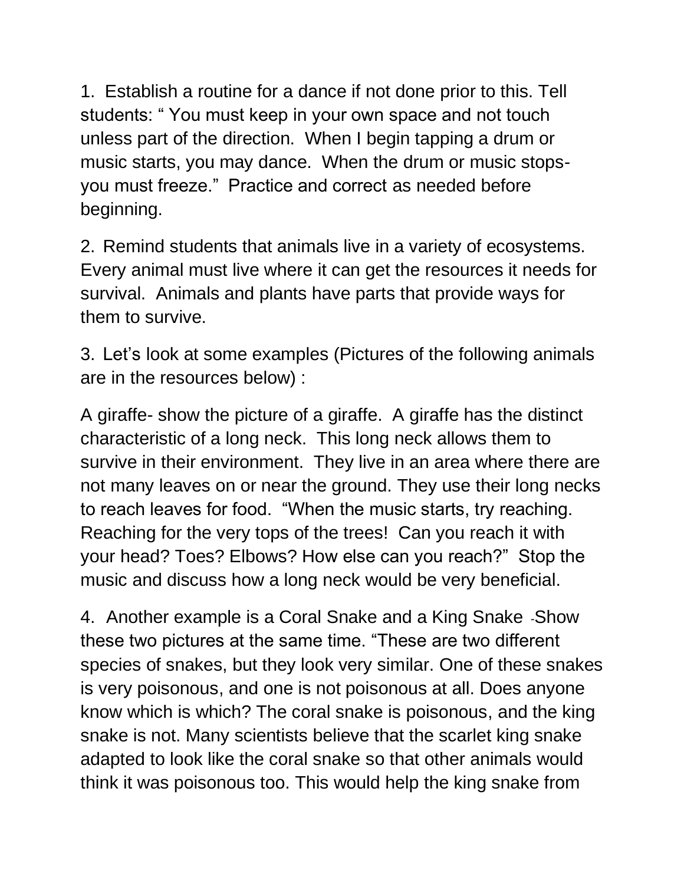1. Establish a routine for a dance if not done prior to this. Tell students: " You must keep in your own space and not touch unless part of the direction. When I begin tapping a drum or music starts, you may dance. When the drum or music stops- you must freeze." Practice and correct as needed before beginning.

2. Remind students that animals live in a variety of ecosystems. Every animal must live where it can get the resources it needs for survival. Animals and plants have parts that provide ways for them to survive.

3. Let's look at some examples (Pictures of the following animals are in the resources below) :

A giraffe- show the picture of a giraffe. A giraffe has the distinct characteristic of a long neck. This long neck allows them to survive in their environment. They live in an area where there are not many leaves on or near the ground. They use their long necks to reach leaves for food. "When the music starts, try reaching. Reaching for the very tops of the trees! Can you reach it with your head? Toes? Elbows? How else can you reach?" Stop the music and discuss how a long neck would be very beneficial.

4. Another example is a Coral Snake and a King Snake -Show these two pictures at the same time. "These are two different species of snakes, but they look very similar. One of these snakes is very poisonous, and one is not poisonous at all. Does anyone know which is which? The coral snake is poisonous, and the king snake is not. Many scientists believe that the scarlet king snake adapted to look like the coral snake so that other animals would think it was poisonous too. This would help the king snake from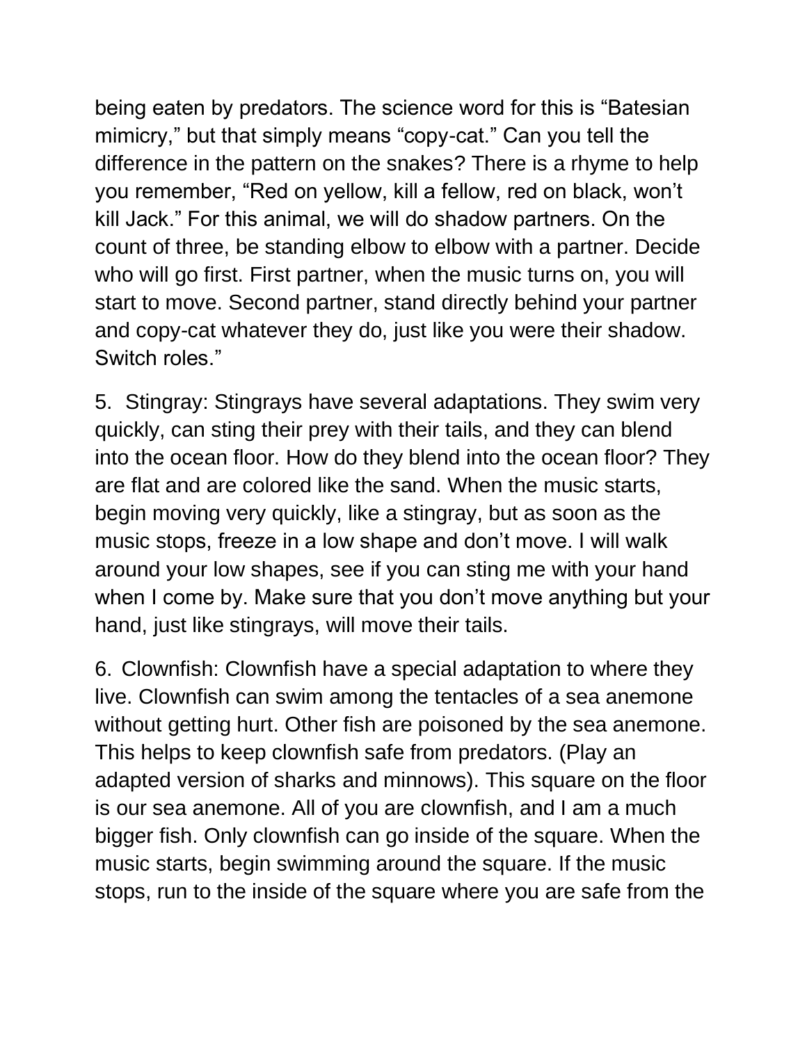being eaten by predators. The science word for this is "Batesian mimicry," but that simply means "copy-cat." Can you tell the difference in the pattern on the snakes? There is a rhyme to help you remember, "Red on yellow, kill a fellow, red on black, won't kill Jack." For this animal, we will do shadow partners. On the count of three, be standing elbow to elbow with a partner. Decide who will go first. First partner, when the music turns on, you will start to move. Second partner, stand directly behind your partner and copy-cat whatever they do, just like you were their shadow. Switch roles."

5. Stingray: Stingrays have several adaptations. They swim very quickly, can sting their prey with their tails, and they can blend into the ocean floor. How do they blend into the ocean floor? They are flat and are colored like the sand. When the music starts, begin moving very quickly, like a stingray, but as soon as the music stops, freeze in a low shape and don't move. I will walk around your low shapes, see if you can sting me with your hand when I come by. Make sure that you don't move anything but your hand, just like stingrays, will move their tails.

6. Clownfish: Clownfish have a special adaptation to where they live. Clownfish can swim among the tentacles of a sea anemone without getting hurt. Other fish are poisoned by the sea anemone. This helps to keep clownfish safe from predators. (Play an adapted version of sharks and minnows). This square on the floor is our sea anemone. All of you are clownfish, and I am a much bigger fish. Only clownfish can go inside of the square. When the music starts, begin swimming around the square. If the music stops, run to the inside of the square where you are safe from the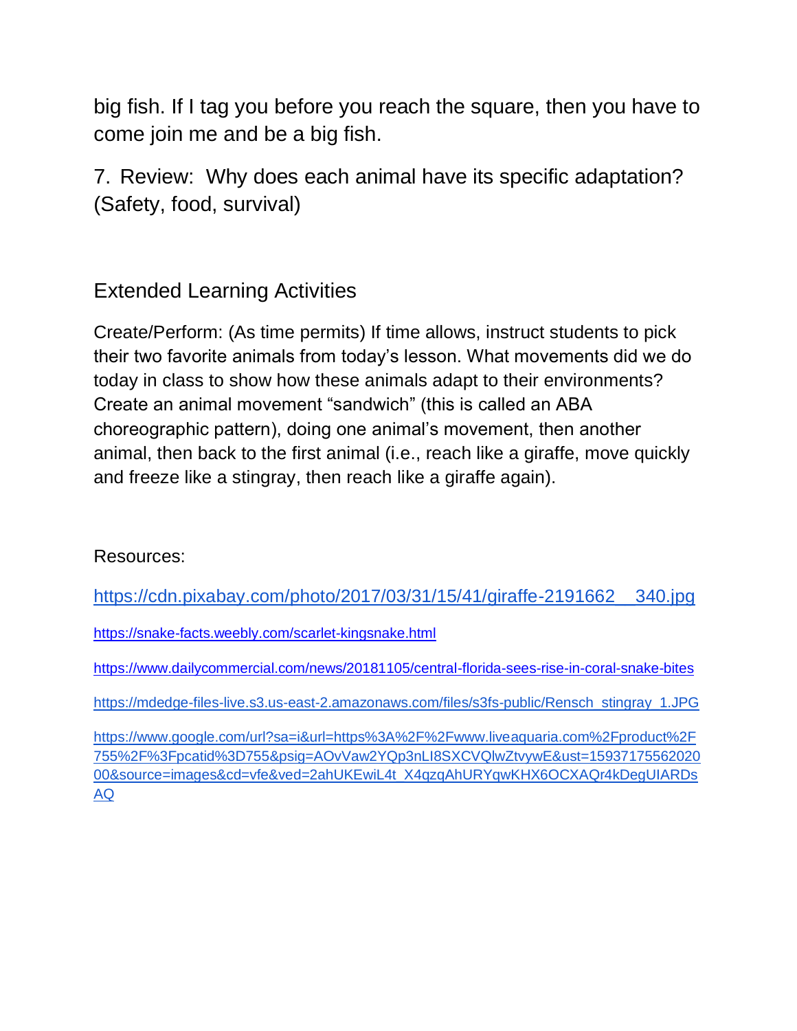big fish. If I tag you before you reach the square, then you have to come join me and be a big fish.

7. Review: Why does each animal have its specific adaptation? (Safety, food, survival)

## Extended Learning Activities

Create/Perform: (As time permits) If time allows, instruct students to pick their two favorite animals from today's lesson. What movements did we do today in class to show how these animals adapt to their environments? Create an animal movement "sandwich" (this is called an ABA choreographic pattern), doing one animal's movement, then another animal, then back to the first animal (i.e., reach like a giraffe, move quickly and freeze like a stingray, then reach like a giraffe again).

Resources:

https://cdn.pixabay.com/photo/2017/03/31/15/41/giraffe-2191662__340.jpg

https://snake-facts.weebly.com/scarlet-kingsnake.html

https://www.dailycommercial.com/news/20181105/central-florida-sees-rise-in-coral-snake-bites

https://mdedge-files-live.s3.us-east-2.amazonaws.com/files/s3fs-public/Rensch_stingray_1.JPG

https://www.google.com/url?sa=i&url=https%3A%2F%2Fwww.liveaquaria.com%2Fproduct%2F755%2F%3Fpcatid%3D755&psig=AOvVaw2YQp3nLI8SXCVQlwZtvywE&ust=1593717556202000&source=images&cd=vfe&ved=2ahUKEwiL4t_X4qzqAhURYqwKHX6OCXAQr4kDegUIARDsAQ